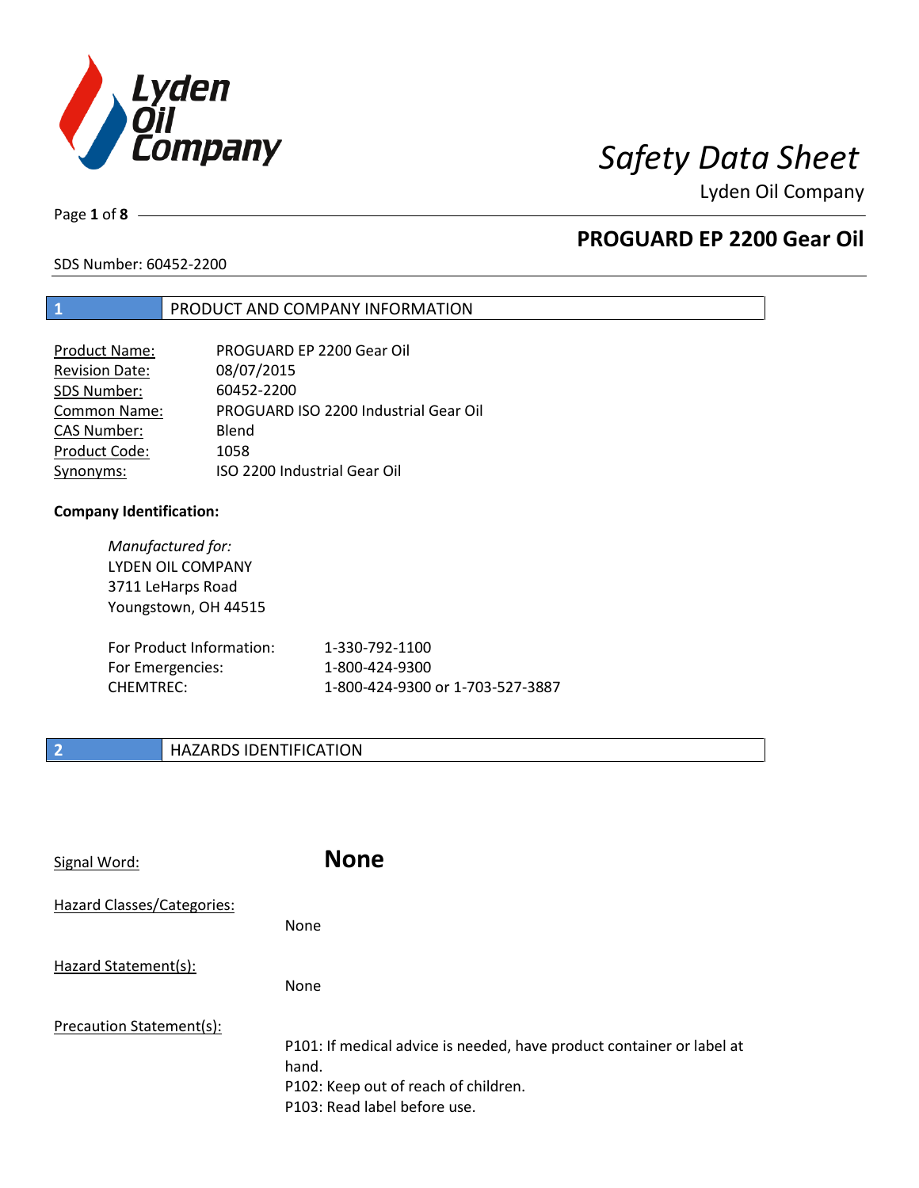# Safety Data Sheet

Lyden Oil Company

## PROGUARD EP 2200 Gear Oil

SDS Number: 60452-2200

## 1 PRODUCT AND COMPANY INFORMATION

| | |
|---|---|
| Product Name: | PROGUARD EP 2200 Gear Oil |
| Revision Date: | 08/07/2015 |
| SDS Number: | 60452-2200 |
| Common Name: | PROGUARD ISO 2200 Industrial Gear Oil |
| CAS Number: | Blend |
| Product Code: | 1058 |
| Synonyms: | ISO 2200 Industrial Gear Oil |

**Company Identification:**

*Manufactured for:*
LYDEN OIL COMPANY
3711 LeHarps Road
Youngstown, OH 44515

| | |
|---|---|
| For Product Information: | 1-330-792-1100 |
| For Emergencies: | 1-800-424-9300 |
| CHEMTREC: | 1-800-424-9300 or 1-703-527-3887 |

## 2 HAZARDS IDENTIFICATION

Signal Word: **None**

Hazard Classes/Categories:

None

Hazard Statement(s):

None

Precaution Statement(s):

P101: If medical advice is needed, have product container or label at hand.
P102: Keep out of reach of children.
P103: Read label before use.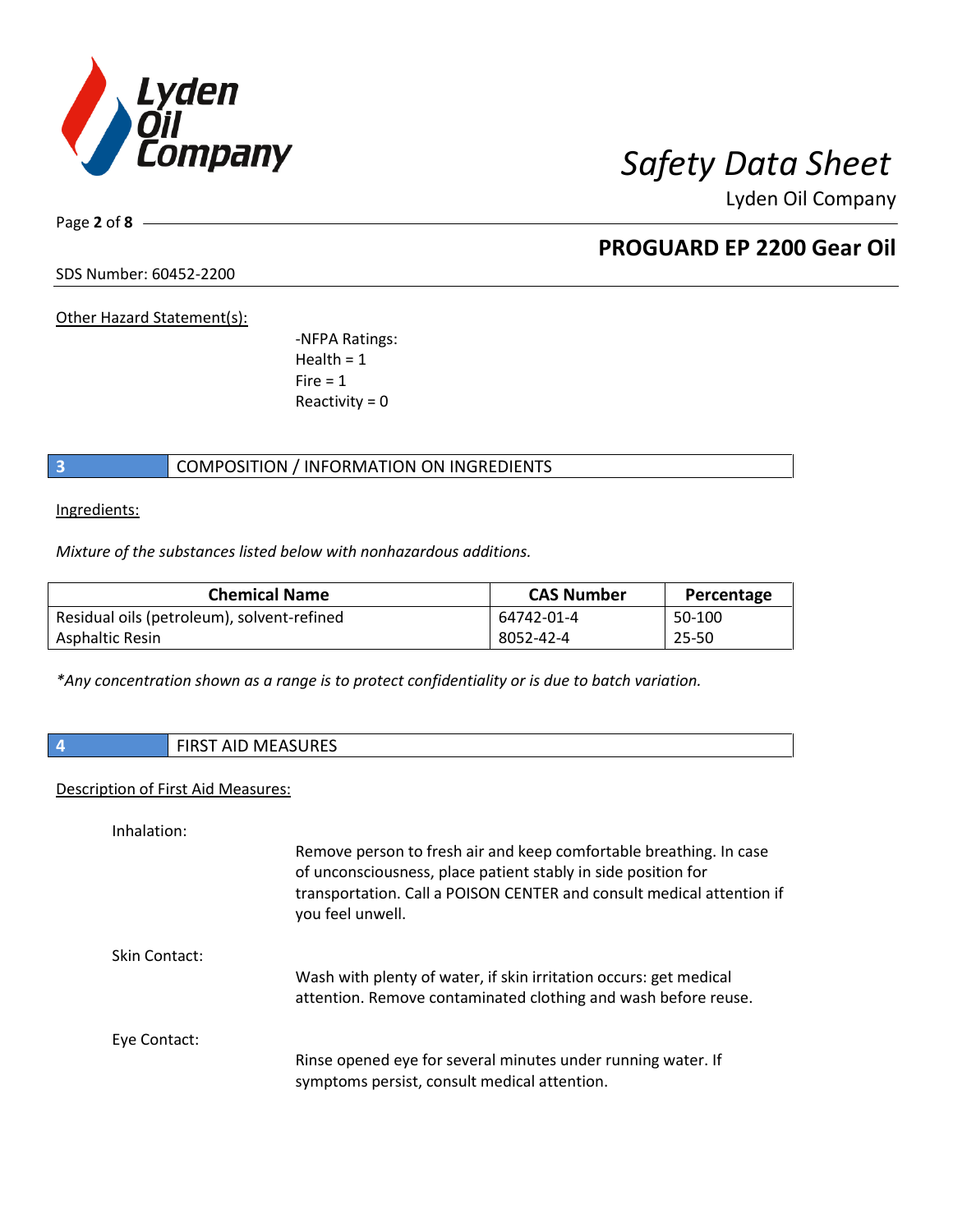Other Hazard Statement(s):

-NFPA Ratings:
Health = 1
Fire = 1
Reactivity = 0

## 3 COMPOSITION / INFORMATION ON INGREDIENTS

Ingredients:

*Mixture of the substances listed below with nonhazardous additions.*

| Chemical Name | CAS Number | Percentage |
|---|---|---|
| Residual oils (petroleum), solvent-refined | 64742-01-4 | 50-100 |
| Asphaltic Resin | 8052-42-4 | 25-50 |

*\*Any concentration shown as a range is to protect confidentiality or is due to batch variation.*

## 4 FIRST AID MEASURES

Description of First Aid Measures:

Inhalation:

Remove person to fresh air and keep comfortable breathing. In case of unconsciousness, place patient stably in side position for transportation. Call a POISON CENTER and consult medical attention if you feel unwell.

Skin Contact:

Wash with plenty of water, if skin irritation occurs: get medical attention. Remove contaminated clothing and wash before reuse.

Eye Contact:

Rinse opened eye for several minutes under running water. If symptoms persist, consult medical attention.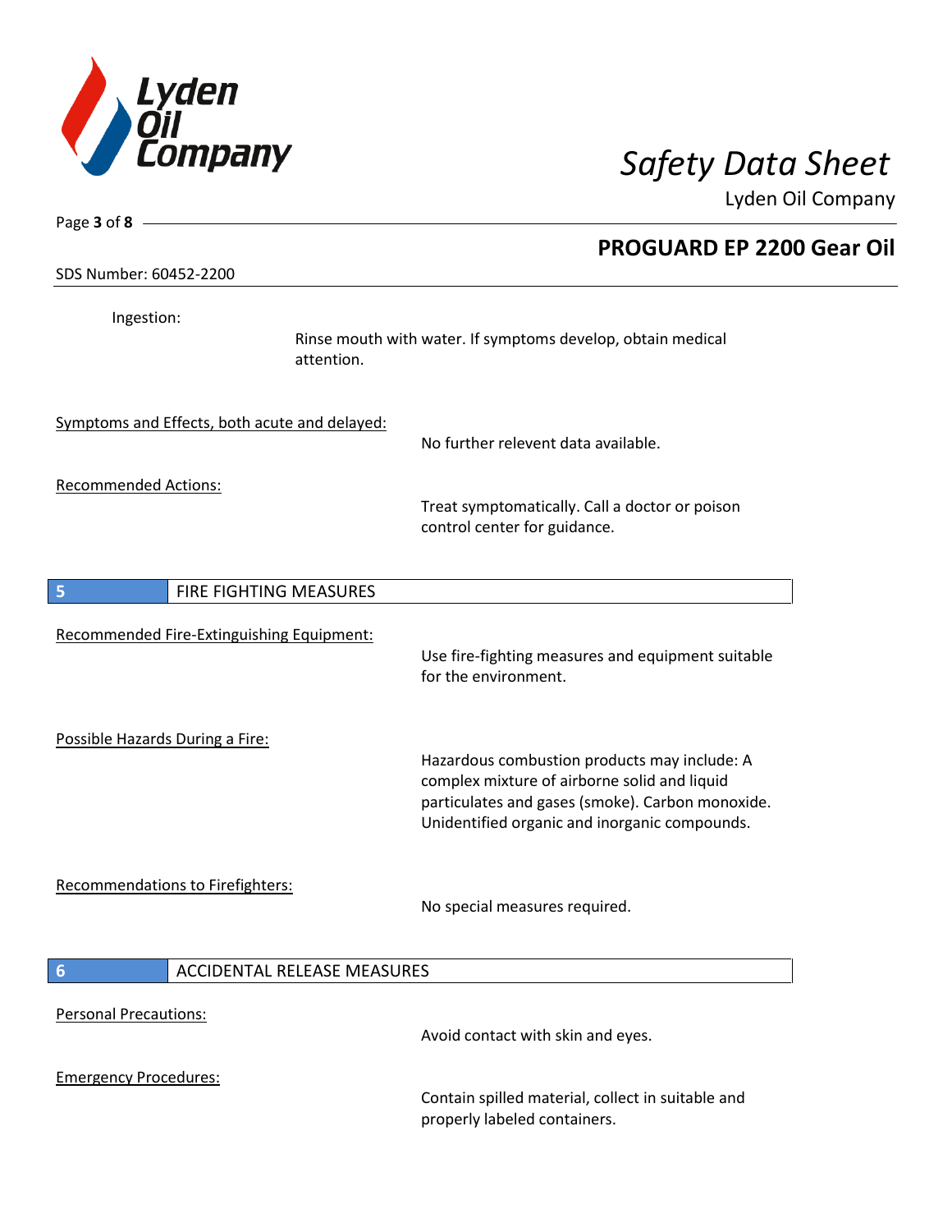Ingestion:

Rinse mouth with water. If symptoms develop, obtain medical attention.

Symptoms and Effects, both acute and delayed:

No further relevent data available.

Recommended Actions:

Treat symptomatically. Call a doctor or poison control center for guidance.

## 5 FIRE FIGHTING MEASURES

Recommended Fire-Extinguishing Equipment:

Use fire-fighting measures and equipment suitable for the environment.

Possible Hazards During a Fire:

Hazardous combustion products may include: A complex mixture of airborne solid and liquid particulates and gases (smoke). Carbon monoxide. Unidentified organic and inorganic compounds.

Recommendations to Firefighters:

No special measures required.

## 6 ACCIDENTAL RELEASE MEASURES

Personal Precautions:

Avoid contact with skin and eyes.

Emergency Procedures:

Contain spilled material, collect in suitable and properly labeled containers.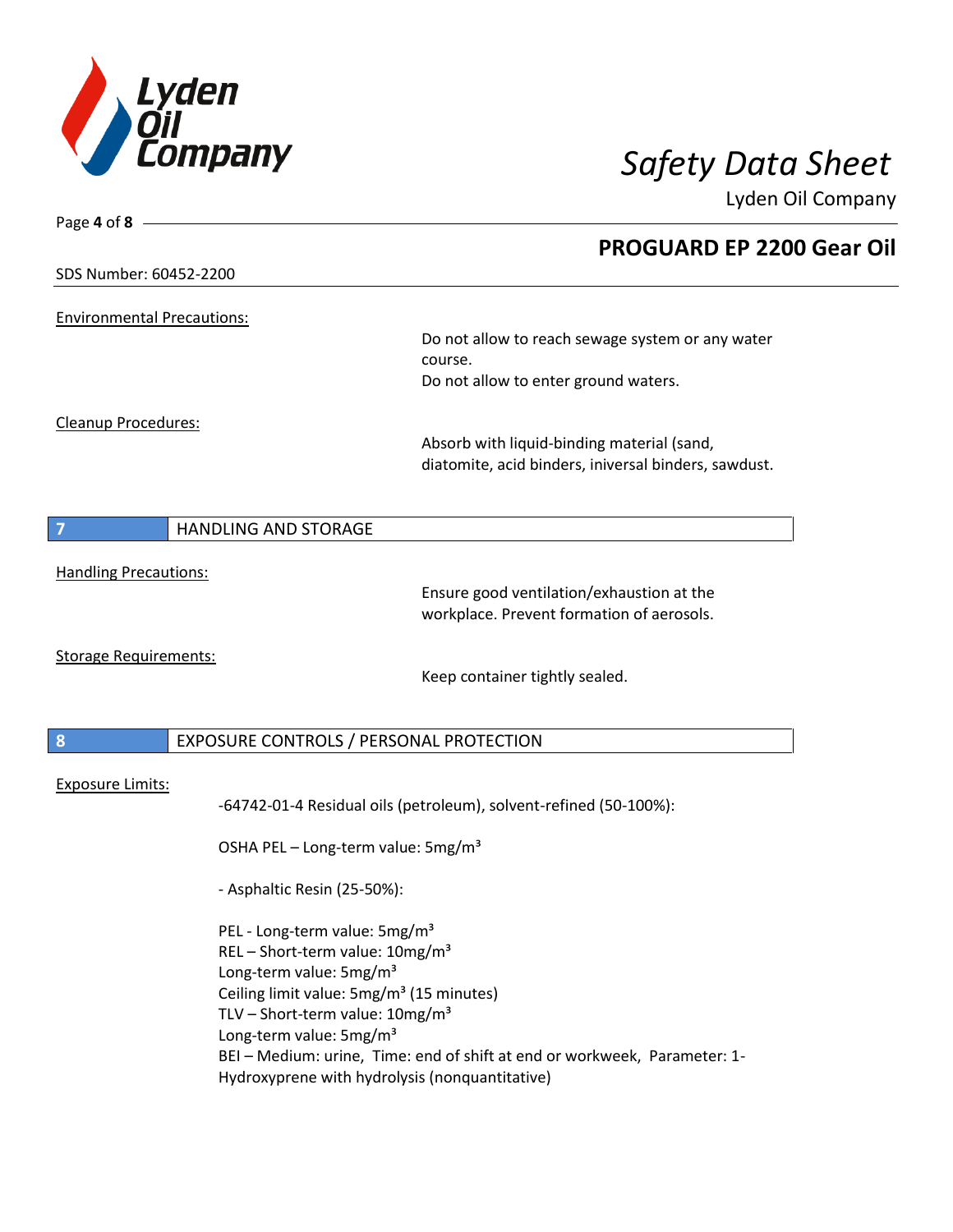Environmental Precautions:

Do not allow to reach sewage system or any water course.
Do not allow to enter ground waters.

Cleanup Procedures:

Absorb with liquid-binding material (sand, diatomite, acid binders, iniversal binders, sawdust.

## 7 HANDLING AND STORAGE

Handling Precautions:

Ensure good ventilation/exhaustion at the workplace. Prevent formation of aerosols.

Storage Requirements:

Keep container tightly sealed.

## 8 EXPOSURE CONTROLS / PERSONAL PROTECTION

Exposure Limits:

-64742-01-4 Residual oils (petroleum), solvent-refined (50-100%):

OSHA PEL – Long-term value: 5mg/m³

- Asphaltic Resin (25-50%):

PEL - Long-term value: 5mg/m³
REL – Short-term value: 10mg/m³
Long-term value: 5mg/m³
Ceiling limit value: 5mg/m³ (15 minutes)
TLV – Short-term value: 10mg/m³
Long-term value: 5mg/m³
BEI – Medium: urine, Time: end of shift at end or workweek, Parameter: 1-Hydroxyprene with hydrolysis (nonquantitative)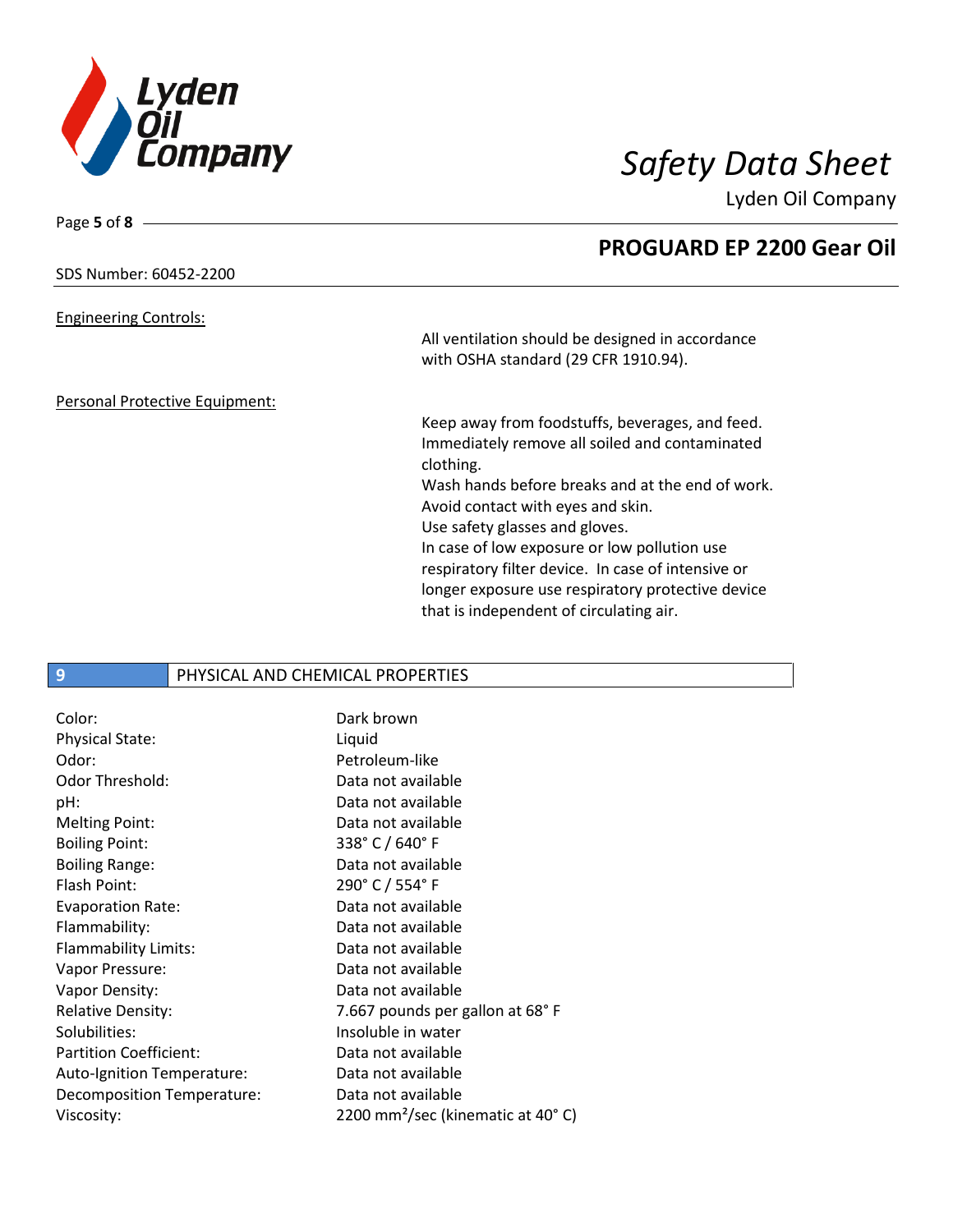**Engineering Controls:**

All ventilation should be designed in accordance with OSHA standard (29 CFR 1910.94).

**Personal Protective Equipment:**

Keep away from foodstuffs, beverages, and feed.
Immediately remove all soiled and contaminated clothing.
Wash hands before breaks and at the end of work.
Avoid contact with eyes and skin.
Use safety glasses and gloves.
In case of low exposure or low pollution use respiratory filter device. In case of intensive or longer exposure use respiratory protective device that is independent of circulating air.

## 9 PHYSICAL AND CHEMICAL PROPERTIES

| Property | Value |
|---|---|
| Color: | Dark brown |
| Physical State: | Liquid |
| Odor: | Petroleum-like |
| Odor Threshold: | Data not available |
| pH: | Data not available |
| Melting Point: | Data not available |
| Boiling Point: | 338° C / 640° F |
| Boiling Range: | Data not available |
| Flash Point: | 290° C / 554° F |
| Evaporation Rate: | Data not available |
| Flammability: | Data not available |
| Flammability Limits: | Data not available |
| Vapor Pressure: | Data not available |
| Vapor Density: | Data not available |
| Relative Density: | 7.667 pounds per gallon at 68° F |
| Solubilities: | Insoluble in water |
| Partition Coefficient: | Data not available |
| Auto-Ignition Temperature: | Data not available |
| Decomposition Temperature: | Data not available |
| Viscosity: | 2200 $mm^2$/sec (kinematic at 40° C) |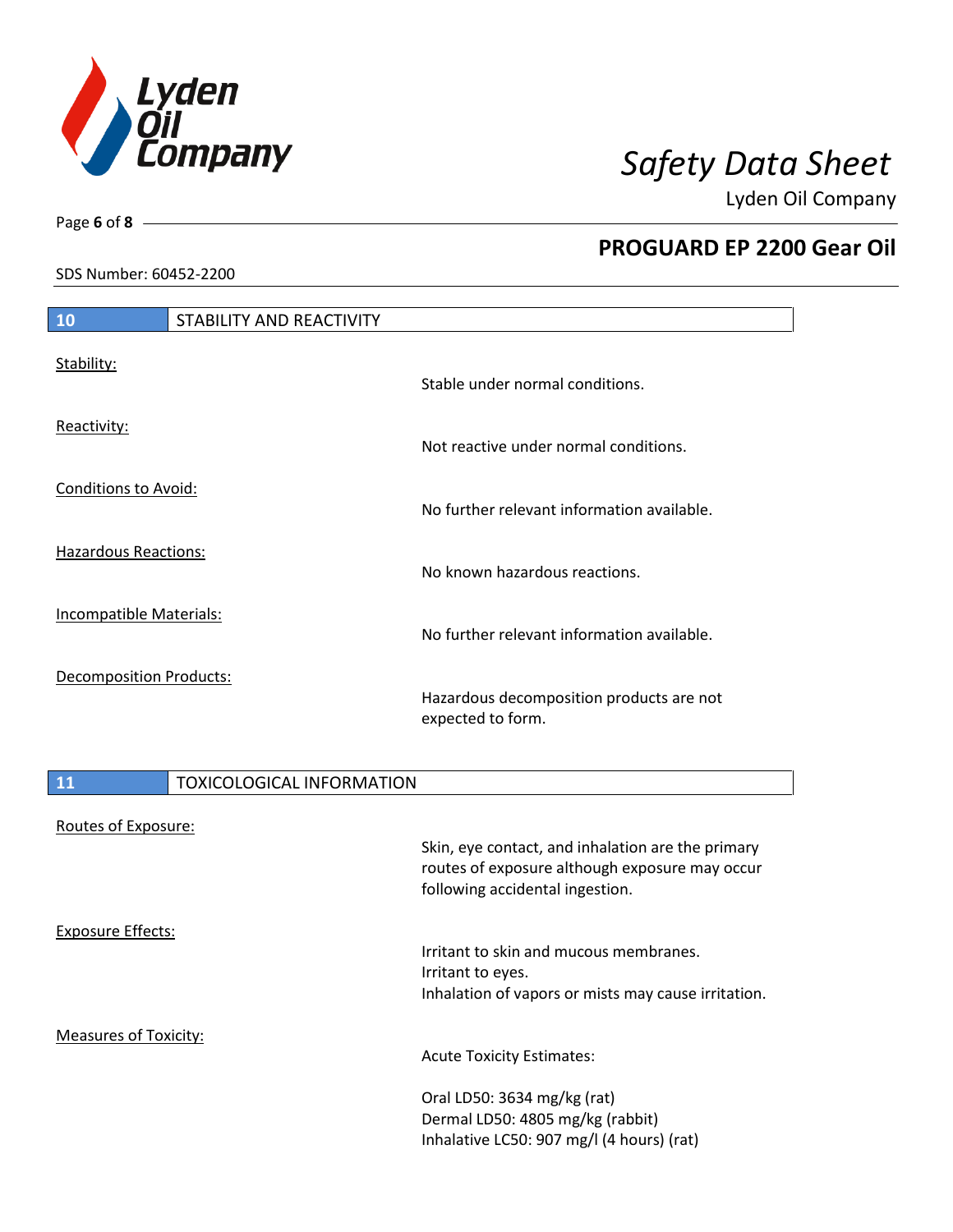## 10 STABILITY AND REACTIVITY

Stability:
Stable under normal conditions.

Reactivity:
Not reactive under normal conditions.

Conditions to Avoid:
No further relevant information available.

Hazardous Reactions:
No known hazardous reactions.

Incompatible Materials:
No further relevant information available.

Decomposition Products:
Hazardous decomposition products are not expected to form.

## 11 TOXICOLOGICAL INFORMATION

Routes of Exposure:
Skin, eye contact, and inhalation are the primary routes of exposure although exposure may occur following accidental ingestion.

Exposure Effects:
Irritant to skin and mucous membranes.
Irritant to eyes.
Inhalation of vapors or mists may cause irritation.

Measures of Toxicity:
Acute Toxicity Estimates:

Oral LD50: 3634 mg/kg (rat)
Dermal LD50: 4805 mg/kg (rabbit)
Inhalative LC50: 907 mg/l (4 hours) (rat)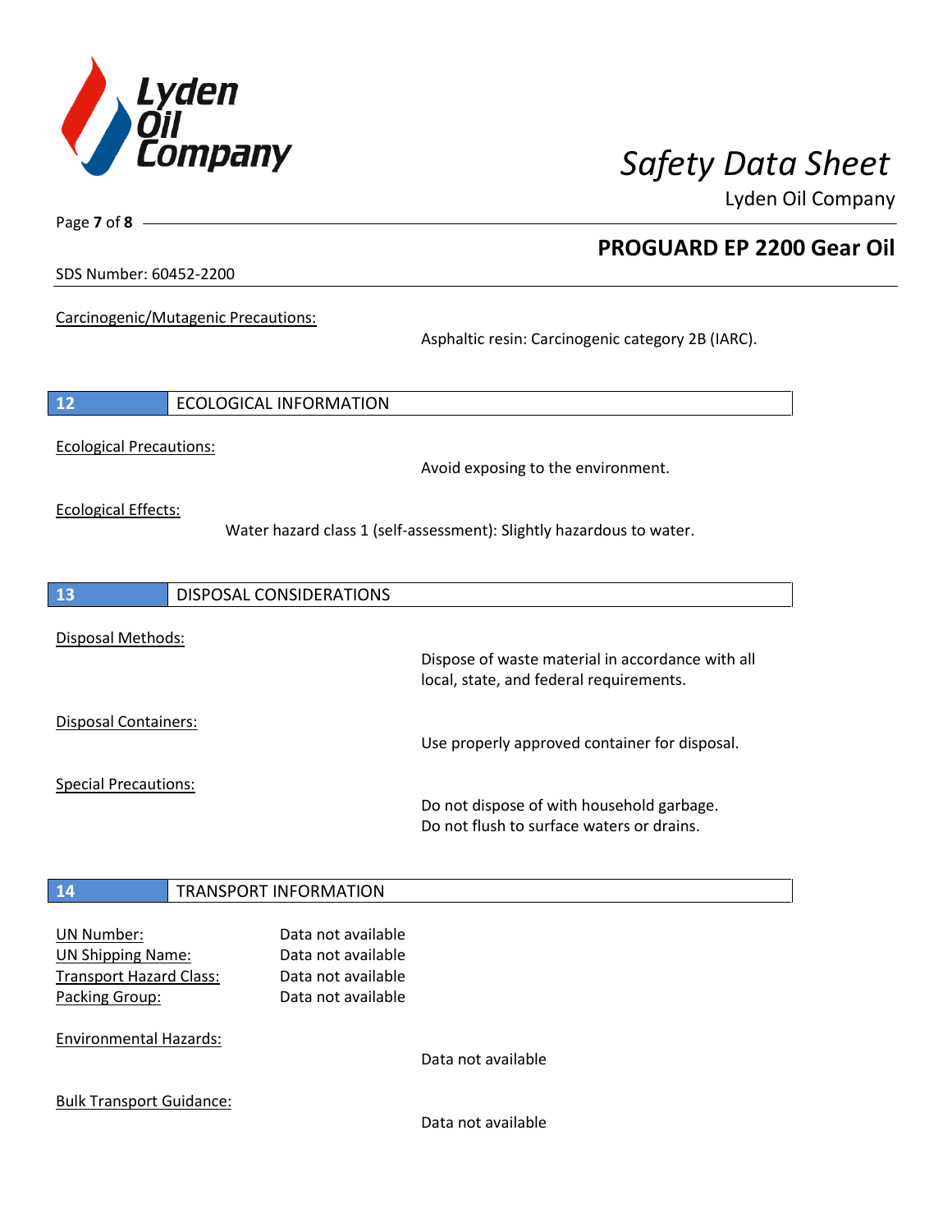Carcinogenic/Mutagenic Precautions:

Asphaltic resin: Carcinogenic category 2B (IARC).

## 12 ECOLOGICAL INFORMATION

Ecological Precautions:

Avoid exposing to the environment.

Ecological Effects:

Water hazard class 1 (self-assessment): Slightly hazardous to water.

## 13 DISPOSAL CONSIDERATIONS

Disposal Methods:

Dispose of waste material in accordance with all local, state, and federal requirements.

Disposal Containers:

Use properly approved container for disposal.

Special Precautions:

Do not dispose of with household garbage.
Do not flush to surface waters or drains.

## 14 TRANSPORT INFORMATION

UN Number: Data not available
UN Shipping Name: Data not available
Transport Hazard Class: Data not available
Packing Group: Data not available

Environmental Hazards:

Data not available

Bulk Transport Guidance:

Data not available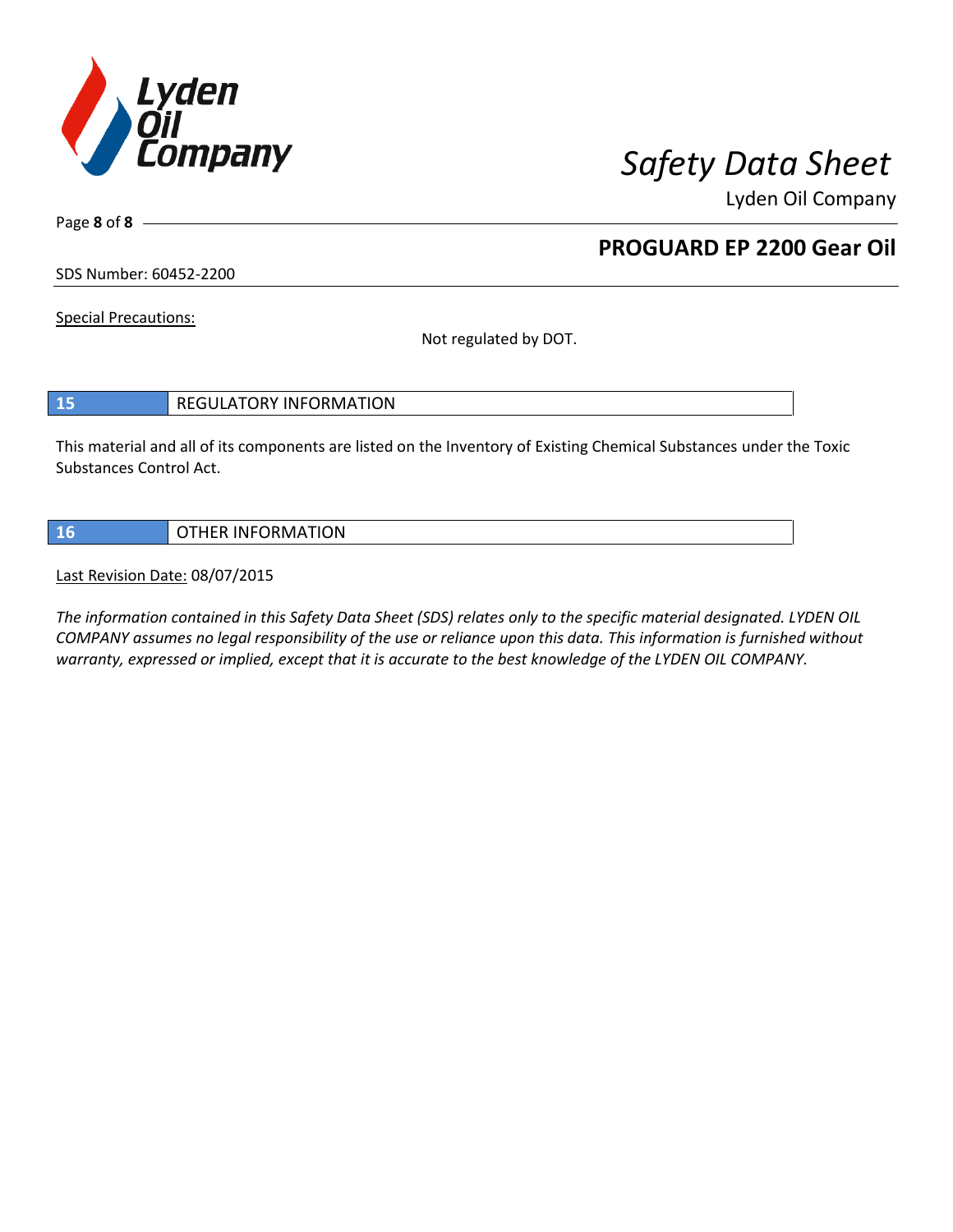Special Precautions:

Not regulated by DOT.

## 15 REGULATORY INFORMATION

This material and all of its components are listed on the Inventory of Existing Chemical Substances under the Toxic Substances Control Act.

## 16 OTHER INFORMATION

Last Revision Date: 08/07/2015

*The information contained in this Safety Data Sheet (SDS) relates only to the specific material designated. LYDEN OIL COMPANY assumes no legal responsibility of the use or reliance upon this data. This information is furnished without warranty, expressed or implied, except that it is accurate to the best knowledge of the LYDEN OIL COMPANY.*